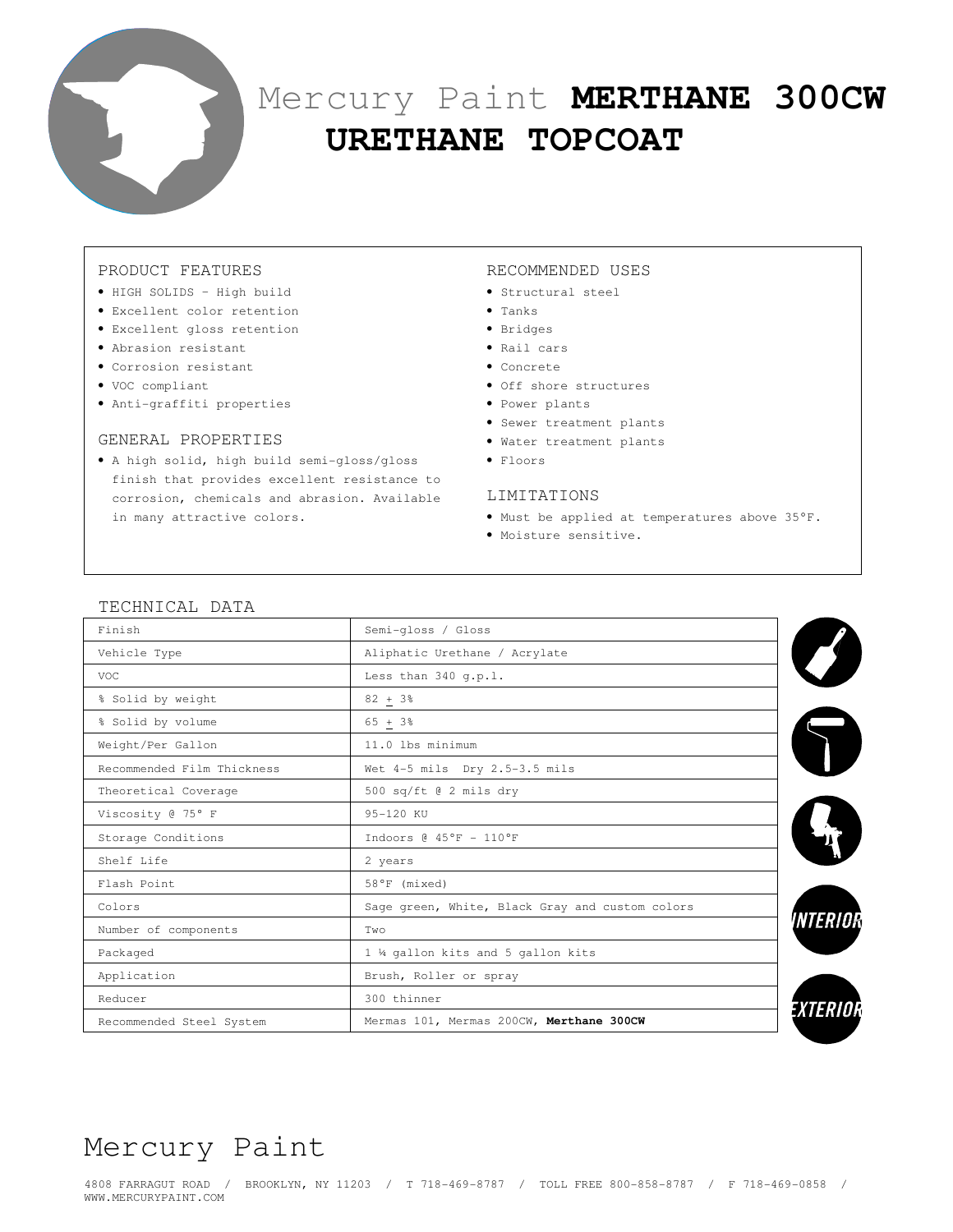# Mercury Paint **MERTHANE 300CW URETHANE TOPCOAT**

## PRODUCT FEATURES

- HIGH SOLIDS - High build
- Excellent color retention
- Excellent gloss retention
- Abrasion resistant
- Corrosion resistant
- VOC compliant
- Anti-graffiti properties

## GENERAL PROPERTIES

- A high solid, high build semi-gloss/gloss finish that provides excellent resistance to corrosion, chemicals and abrasion. Available in many attractive colors.

## RECOMMENDED USES

- Structural steel
- Tanks
- Bridges
- Rail cars
- Concrete
- Off shore structures
- Power plants
- Sewer treatment plants
- Water treatment plants
- Floors

## LIMITATIONS

- Must be applied at temperatures above 35°F.
- Moisture sensitive.

## TECHNICAL DATA

| | |
|---|---|
| Finish | Semi-gloss / Gloss |
| Vehicle Type | Aliphatic Urethane / Acrylate |
| VOC | Less than 340 g.p.l. |
| % Solid by weight | 82 ± 3% |
| % Solid by volume | 65 ± 3% |
| Weight/Per Gallon | 11.0 lbs minimum |
| Recommended Film Thickness | Wet 4-5 mils Dry 2.5-3.5 mils |
| Theoretical Coverage | 500 sq/ft @ 2 mils dry |
| Viscosity @ 75° F | 95-120 KU |
| Storage Conditions | Indoors @ 45°F - 110°F |
| Shelf Life | 2 years |
| Flash Point | 58°F (mixed) |
| Colors | Sage green, White, Black Gray and custom colors |
| Number of components | Two |
| Packaged | 1 ¼ gallon kits and 5 gallon kits |
| Application | Brush, Roller or spray |
| Reducer | 300 thinner |
| Recommended Steel System | Mermas 101, Mermas 200CW, **Merthane 300CW** |

INTERIOR

EXTERIOR

Mercury Paint

4808 FARRAGUT ROAD / BROOKLYN, NY 11203 / T 718-469-8787 / TOLL FREE 800-858-8787 / F 718-469-0858 / WWW.MERCURYPAINT.COM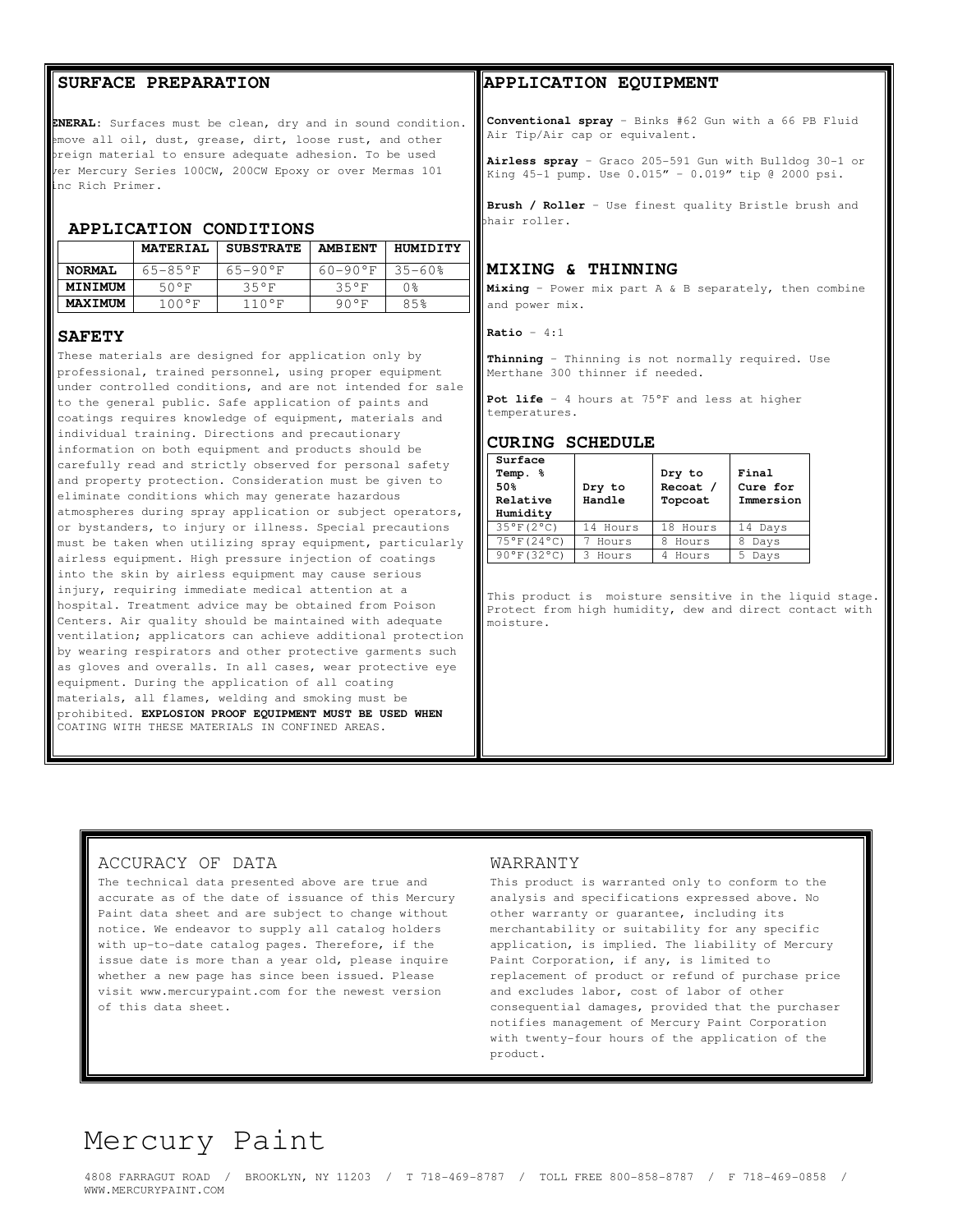## SURFACE PREPARATION

**ENERAL**: Surfaces must be clean, dry and in sound condition. emove all oil, dust, grease, dirt, loose rust, and other oreign material to ensure adequate adhesion. To be used ver Mercury Series 100CW, 200CW Epoxy or over Mermas 101 inc Rich Primer.

## APPLICATION CONDITIONS

| | MATERIAL | SUBSTRATE | AMBIENT | HUMIDITY |
|---|---|---|---|---|
| **NORMAL** | 65-85°F | 65-90°F | 60-90°F | 35-60% |
| **MINIMUM** | 50°F | 35°F | 35°F | 0% |
| **MAXIMUM** | 100°F | 110°F | 90°F | 85% |

## SAFETY

These materials are designed for application only by professional, trained personnel, using proper equipment under controlled conditions, and are not intended for sale to the general public. Safe application of paints and coatings requires knowledge of equipment, materials and individual training. Directions and precautionary information on both equipment and products should be carefully read and strictly observed for personal safety and property protection. Consideration must be given to eliminate conditions which may generate hazardous atmospheres during spray application or subject operators, or bystanders, to injury or illness. Special precautions must be taken when utilizing spray equipment, particularly airless equipment. High pressure injection of coatings into the skin by airless equipment may cause serious injury, requiring immediate medical attention at a hospital. Treatment advice may be obtained from Poison Centers. Air quality should be maintained with adequate ventilation; applicators can achieve additional protection by wearing respirators and other protective garments such as gloves and overalls. In all cases, wear protective eye equipment. During the application of all coating materials, all flames, welding and smoking must be prohibited. **EXPLOSION PROOF EQUIPMENT MUST BE USED WHEN** COATING WITH THESE MATERIALS IN CONFINED AREAS.

## APPLICATION EQUIPMENT

**Conventional spray** - Binks #62 Gun with a 66 PB Fluid Air Tip/Air cap or equivalent.

**Airless spray** - Graco 205-591 Gun with Bulldog 30-1 or King 45-1 pump. Use 0.015" - 0.019" tip @ 2000 psi.

**Brush / Roller** - Use finest quality Bristle brush and ohair roller.

## MIXING & THINNING

**Mixing** - Power mix part A & B separately, then combine and power mix.

**Ratio** - 4:1

**Thinning** - Thinning is not normally required. Use Merthane 300 thinner if needed.

**Pot life** - 4 hours at 75°F and less at higher temperatures.

## CURING SCHEDULE

| Surface Temp. % 50% Relative Humidity | Dry to Handle | Dry to Recoat / Topcoat | Final Cure for Immersion |
|---|---|---|---|
| 35°F(2°C) | 14 Hours | 18 Hours | 14 Days |
| 75°F(24°C) | 7 Hours | 8 Hours | 8 Days |
| 90°F(32°C) | 3 Hours | 4 Hours | 5 Days |

This product is moisture sensitive in the liquid stage. Protect from high humidity, dew and direct contact with moisture.

## ACCURACY OF DATA

The technical data presented above are true and accurate as of the date of issuance of this Mercury Paint data sheet and are subject to change without notice. We endeavor to supply all catalog holders with up-to-date catalog pages. Therefore, if the issue date is more than a year old, please inquire whether a new page has since been issued. Please visit www.mercurypaint.com for the newest version of this data sheet.

## WARRANTY

This product is warranted only to conform to the analysis and specifications expressed above. No other warranty or guarantee, including its merchantability or suitability for any specific application, is implied. The liability of Mercury Paint Corporation, if any, is limited to replacement of product or refund of purchase price and excludes labor, cost of labor of other consequential damages, provided that the purchaser notifies management of Mercury Paint Corporation with twenty-four hours of the application of the product.

# Mercury Paint

4808 FARRAGUT ROAD / BROOKLYN, NY 11203 / T 718-469-8787 / TOLL FREE 800-858-8787 / F 718-469-0858 / WWW.MERCURYPAINT.COM